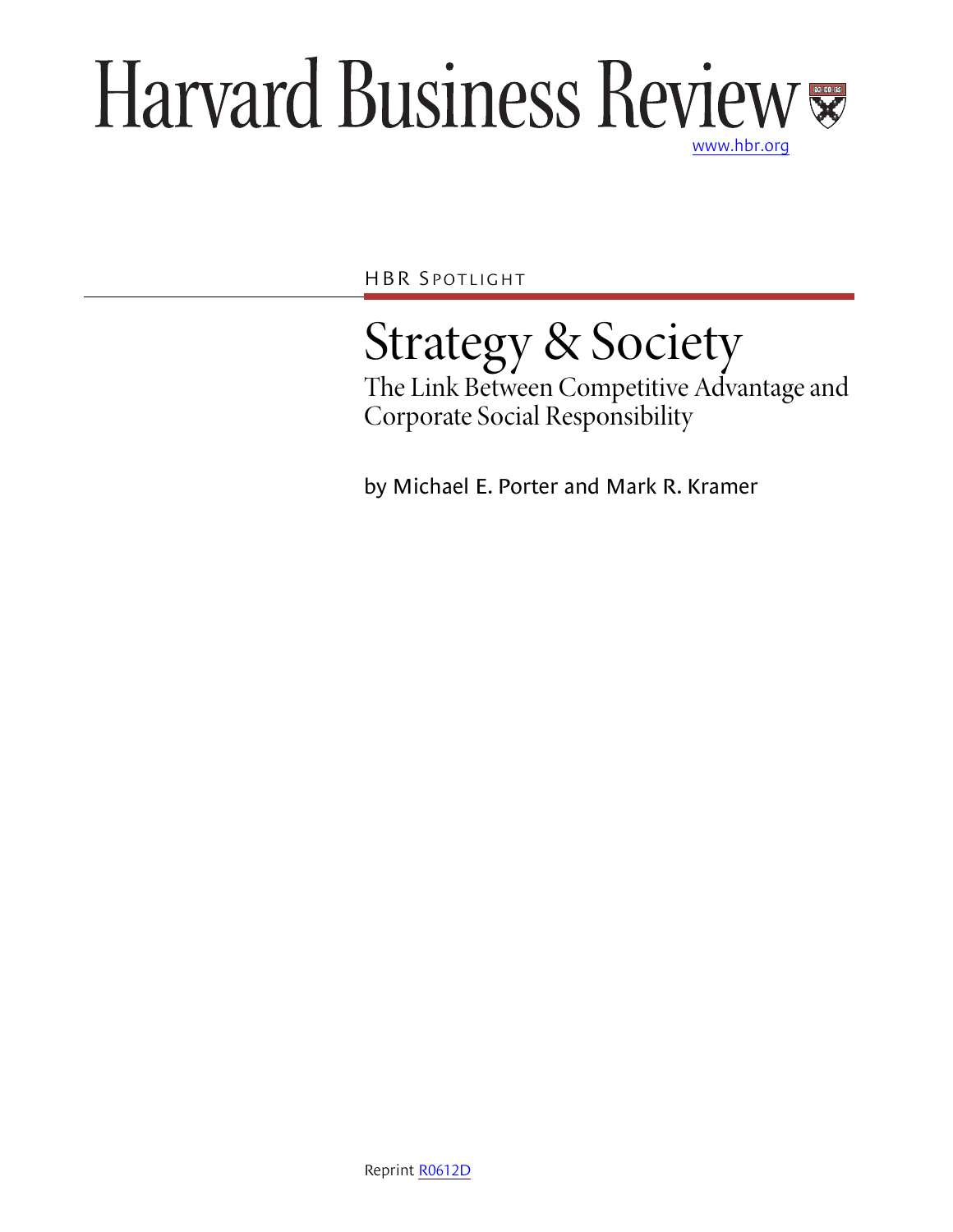# Harvard Business Review

www.hbr.org

HBR Spotlight

## Strategy & Society

### The Link Between Competitive Advantage and Corporate Social Responsibility

by Michael E. Porter and Mark R. Kramer

Reprint R0612D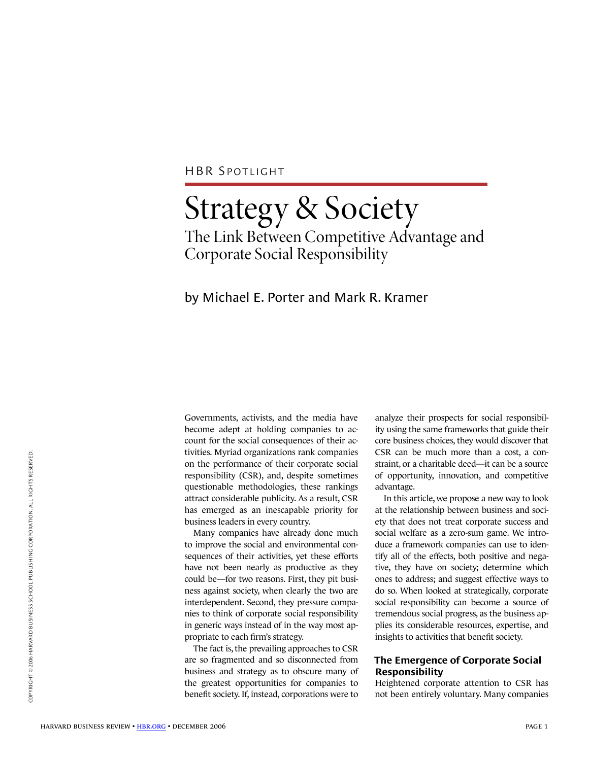HBR Spotlight

# Strategy & Society

## The Link Between Competitive Advantage and Corporate Social Responsibility

by Michael E. Porter and Mark R. Kramer

Governments, activists, and the media have become adept at holding companies to account for the social consequences of their activities. Myriad organizations rank companies on the performance of their corporate social responsibility (CSR), and, despite sometimes questionable methodologies, these rankings attract considerable publicity. As a result, CSR has emerged as an inescapable priority for business leaders in every country.

Many companies have already done much to improve the social and environmental consequences of their activities, yet these efforts have not been nearly as productive as they could be—for two reasons. First, they pit business against society, when clearly the two are interdependent. Second, they pressure companies to think of corporate social responsibility in generic ways instead of in the way most appropriate to each firm's strategy.

The fact is, the prevailing approaches to CSR are so fragmented and so disconnected from business and strategy as to obscure many of the greatest opportunities for companies to benefit society. If, instead, corporations were to analyze their prospects for social responsibility using the same frameworks that guide their core business choices, they would discover that CSR can be much more than a cost, a constraint, or a charitable deed—it can be a source of opportunity, innovation, and competitive advantage.

In this article, we propose a new way to look at the relationship between business and society that does not treat corporate success and social welfare as a zero-sum game. We introduce a framework companies can use to identify all of the effects, both positive and negative, they have on society; determine which ones to address; and suggest effective ways to do so. When looked at strategically, corporate social responsibility can become a source of tremendous social progress, as the business applies its considerable resources, expertise, and insights to activities that benefit society.

### The Emergence of Corporate Social Responsibility

Heightened corporate attention to CSR has not been entirely voluntary. Many companies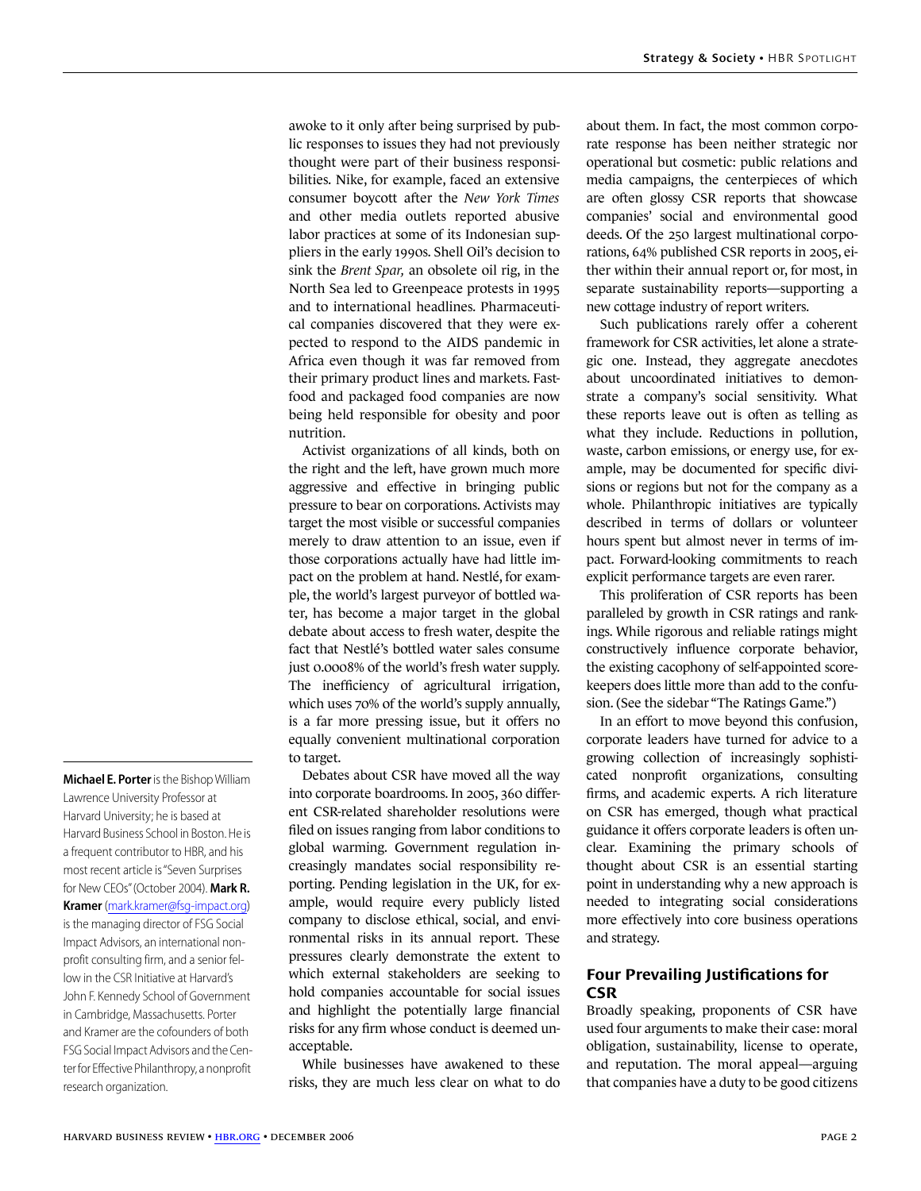awoke to it only after being surprised by public responses to issues they had not previously thought were part of their business responsibilities. Nike, for example, faced an extensive consumer boycott after the *New York Times* and other media outlets reported abusive labor practices at some of its Indonesian suppliers in the early 1990s. Shell Oil's decision to sink the *Brent Spar,* an obsolete oil rig, in the North Sea led to Greenpeace protests in 1995 and to international headlines. Pharmaceutical companies discovered that they were expected to respond to the AIDS pandemic in Africa even though it was far removed from their primary product lines and markets. Fast-food and packaged food companies are now being held responsible for obesity and poor nutrition.

Activist organizations of all kinds, both on the right and the left, have grown much more aggressive and effective in bringing public pressure to bear on corporations. Activists may target the most visible or successful companies merely to draw attention to an issue, even if those corporations actually have had little impact on the problem at hand. Nestlé, for example, the world's largest purveyor of bottled water, has become a major target in the global debate about access to fresh water, despite the fact that Nestlé's bottled water sales consume just 0.0008% of the world's fresh water supply. The inefficiency of agricultural irrigation, which uses 70% of the world's supply annually, is a far more pressing issue, but it offers no equally convenient multinational corporation to target.

Debates about CSR have moved all the way into corporate boardrooms. In 2005, 360 different CSR-related shareholder resolutions were filed on issues ranging from labor conditions to global warming. Government regulation increasingly mandates social responsibility reporting. Pending legislation in the UK, for example, would require every publicly listed company to disclose ethical, social, and environmental risks in its annual report. These pressures clearly demonstrate the extent to which external stakeholders are seeking to hold companies accountable for social issues and highlight the potentially large financial risks for any firm whose conduct is deemed unacceptable.

While businesses have awakened to these risks, they are much less clear on what to do about them. In fact, the most common corporate response has been neither strategic nor operational but cosmetic: public relations and media campaigns, the centerpieces of which are often glossy CSR reports that showcase companies' social and environmental good deeds. Of the 250 largest multinational corporations, 64% published CSR reports in 2005, either within their annual report or, for most, in separate sustainability reports—supporting a new cottage industry of report writers.

Such publications rarely offer a coherent framework for CSR activities, let alone a strategic one. Instead, they aggregate anecdotes about uncoordinated initiatives to demonstrate a company's social sensitivity. What these reports leave out is often as telling as what they include. Reductions in pollution, waste, carbon emissions, or energy use, for example, may be documented for specific divisions or regions but not for the company as a whole. Philanthropic initiatives are typically described in terms of dollars or volunteer hours spent but almost never in terms of impact. Forward-looking commitments to reach explicit performance targets are even rarer.

This proliferation of CSR reports has been paralleled by growth in CSR ratings and rankings. While rigorous and reliable ratings might constructively influence corporate behavior, the existing cacophony of self-appointed scorekeepers does little more than add to the confusion. (See the sidebar "The Ratings Game.")

In an effort to move beyond this confusion, corporate leaders have turned for advice to a growing collection of increasingly sophisticated nonprofit organizations, consulting firms, and academic experts. A rich literature on CSR has emerged, though what practical guidance it offers corporate leaders is often unclear. Examining the primary schools of thought about CSR is an essential starting point in understanding why a new approach is needed to integrating social considerations more effectively into core business operations and strategy.

## Four Prevailing Justifications for CSR

Broadly speaking, proponents of CSR have used four arguments to make their case: moral obligation, sustainability, license to operate, and reputation. The moral appeal—arguing that companies have a duty to be good citizens

**Michael E. Porter** is the Bishop William Lawrence University Professor at Harvard University; he is based at Harvard Business School in Boston. He is a frequent contributor to HBR, and his most recent article is "Seven Surprises for New CEOs" (October 2004). **Mark R. Kramer** (mark.kramer@fsg-impact.org) is the managing director of FSG Social Impact Advisors, an international nonprofit consulting firm, and a senior fellow in the CSR Initiative at Harvard's John F. Kennedy School of Government in Cambridge, Massachusetts. Porter and Kramer are the cofounders of both FSG Social Impact Advisors and the Center for Effective Philanthropy, a nonprofit research organization.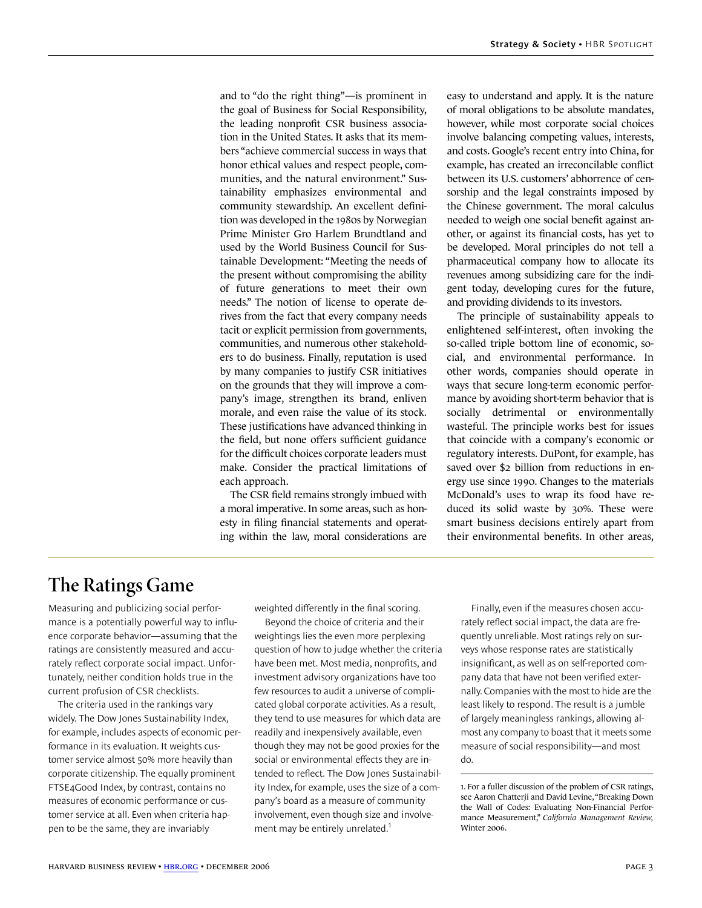and to "do the right thing"—is prominent in the goal of Business for Social Responsibility, the leading nonprofit CSR business association in the United States. It asks that its members "achieve commercial success in ways that honor ethical values and respect people, communities, and the natural environment." Sustainability emphasizes environmental and community stewardship. An excellent definition was developed in the 1980s by Norwegian Prime Minister Gro Harlem Brundtland and used by the World Business Council for Sustainable Development: "Meeting the needs of the present without compromising the ability of future generations to meet their own needs." The notion of license to operate derives from the fact that every company needs tacit or explicit permission from governments, communities, and numerous other stakeholders to do business. Finally, reputation is used by many companies to justify CSR initiatives on the grounds that they will improve a company's image, strengthen its brand, enliven morale, and even raise the value of its stock. These justifications have advanced thinking in the field, but none offers sufficient guidance for the difficult choices corporate leaders must make. Consider the practical limitations of each approach.

The CSR field remains strongly imbued with a moral imperative. In some areas, such as honesty in filing financial statements and operating within the law, moral considerations are easy to understand and apply. It is the nature of moral obligations to be absolute mandates, however, while most corporate social choices involve balancing competing values, interests, and costs. Google's recent entry into China, for example, has created an irreconcilable conflict between its U.S. customers' abhorrence of censorship and the legal constraints imposed by the Chinese government. The moral calculus needed to weigh one social benefit against another, or against its financial costs, has yet to be developed. Moral principles do not tell a pharmaceutical company how to allocate its revenues among subsidizing care for the indigent today, developing cures for the future, and providing dividends to its investors.

The principle of sustainability appeals to enlightened self-interest, often invoking the so-called triple bottom line of economic, social, and environmental performance. In other words, companies should operate in ways that secure long-term economic performance by avoiding short-term behavior that is socially detrimental or environmentally wasteful. The principle works best for issues that coincide with a company's economic or regulatory interests. DuPont, for example, has saved over $2 billion from reductions in energy use since 1990. Changes to the materials McDonald's uses to wrap its food have reduced its solid waste by 30%. These were smart business decisions entirely apart from their environmental benefits. In other areas,

## The Ratings Game

Measuring and publicizing social performance is a potentially powerful way to influence corporate behavior—assuming that the ratings are consistently measured and accurately reflect corporate social impact. Unfortunately, neither condition holds true in the current profusion of CSR checklists.

The criteria used in the rankings vary widely. The Dow Jones Sustainability Index, for example, includes aspects of economic performance in its evaluation. It weights customer service almost 50% more heavily than corporate citizenship. The equally prominent FTSE4Good Index, by contrast, contains no measures of economic performance or customer service at all. Even when criteria happen to be the same, they are invariably weighted differently in the final scoring.

Beyond the choice of criteria and their weightings lies the even more perplexing question of how to judge whether the criteria have been met. Most media, nonprofits, and investment advisory organizations have too few resources to audit a universe of complicated global corporate activities. As a result, they tend to use measures for which data are readily and inexpensively available, even though they may not be good proxies for the social or environmental effects they are intended to reflect. The Dow Jones Sustainability Index, for example, uses the size of a company's board as a measure of community involvement, even though size and involvement may be entirely unrelated.[1]

Finally, even if the measures chosen accurately reflect social impact, the data are frequently unreliable. Most ratings rely on surveys whose response rates are statistically insignificant, as well as on self-reported company data that have not been verified externally. Companies with the most to hide are the least likely to respond. The result is a jumble of largely meaningless rankings, allowing almost any company to boast that it meets some measure of social responsibility—and most do.

1. For a fuller discussion of the problem of CSR ratings, see Aaron Chatterji and David Levine, "Breaking Down the Wall of Codes: Evaluating Non-Financial Performance Measurement," *California Management Review*, Winter 2006.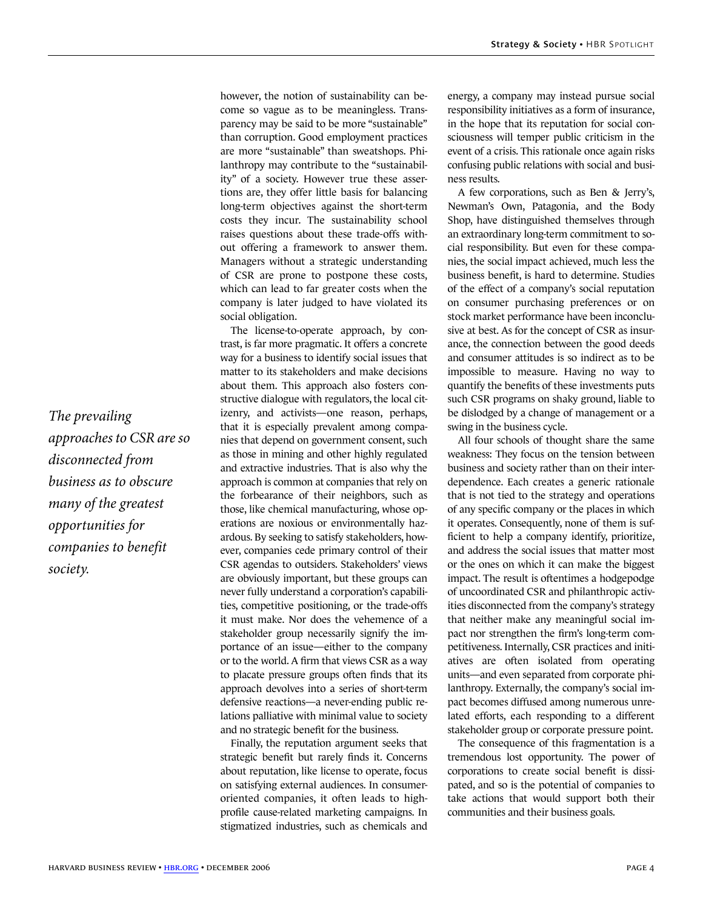however, the notion of sustainability can become so vague as to be meaningless. Transparency may be said to be more "sustainable" than corruption. Good employment practices are more "sustainable" than sweatshops. Philanthropy may contribute to the "sustainability" of a society. However true these assertions are, they offer little basis for balancing long-term objectives against the short-term costs they incur. The sustainability school raises questions about these trade-offs without offering a framework to answer them. Managers without a strategic understanding of CSR are prone to postpone these costs, which can lead to far greater costs when the company is later judged to have violated its social obligation.

The license-to-operate approach, by contrast, is far more pragmatic. It offers a concrete way for a business to identify social issues that matter to its stakeholders and make decisions about them. This approach also fosters constructive dialogue with regulators, the local citizenry, and activists—one reason, perhaps, that it is especially prevalent among companies that depend on government consent, such as those in mining and other highly regulated and extractive industries. That is also why the approach is common at companies that rely on the forbearance of their neighbors, such as those, like chemical manufacturing, whose operations are noxious or environmentally hazardous. By seeking to satisfy stakeholders, however, companies cede primary control of their CSR agendas to outsiders. Stakeholders' views are obviously important, but these groups can never fully understand a corporation's capabilities, competitive positioning, or the trade-offs it must make. Nor does the vehemence of a stakeholder group necessarily signify the importance of an issue—either to the company or to the world. A firm that views CSR as a way to placate pressure groups often finds that its approach devolves into a series of short-term defensive reactions—a never-ending public relations palliative with minimal value to society and no strategic benefit for the business.

Finally, the reputation argument seeks that strategic benefit but rarely finds it. Concerns about reputation, like license to operate, focus on satisfying external audiences. In consumer-oriented companies, it often leads to high-profile cause-related marketing campaigns. In stigmatized industries, such as chemicals and energy, a company may instead pursue social responsibility initiatives as a form of insurance, in the hope that its reputation for social consciousness will temper public criticism in the event of a crisis. This rationale once again risks confusing public relations with social and business results.

*The prevailing approaches to CSR are so disconnected from business as to obscure many of the greatest opportunities for companies to benefit society.*

A few corporations, such as Ben & Jerry's, Newman's Own, Patagonia, and the Body Shop, have distinguished themselves through an extraordinary long-term commitment to social responsibility. But even for these companies, the social impact achieved, much less the business benefit, is hard to determine. Studies of the effect of a company's social reputation on consumer purchasing preferences or on stock market performance have been inconclusive at best. As for the concept of CSR as insurance, the connection between the good deeds and consumer attitudes is so indirect as to be impossible to measure. Having no way to quantify the benefits of these investments puts such CSR programs on shaky ground, liable to be dislodged by a change of management or a swing in the business cycle.

All four schools of thought share the same weakness: They focus on the tension between business and society rather than on their interdependence. Each creates a generic rationale that is not tied to the strategy and operations of any specific company or the places in which it operates. Consequently, none of them is sufficient to help a company identify, prioritize, and address the social issues that matter most or the ones on which it can make the biggest impact. The result is oftentimes a hodgepodge of uncoordinated CSR and philanthropic activities disconnected from the company's strategy that neither make any meaningful social impact nor strengthen the firm's long-term competitiveness. Internally, CSR practices and initiatives are often isolated from operating units—and even separated from corporate philanthropy. Externally, the company's social impact becomes diffused among numerous unrelated efforts, each responding to a different stakeholder group or corporate pressure point.

The consequence of this fragmentation is a tremendous lost opportunity. The power of corporations to create social benefit is dissipated, and so is the potential of companies to take actions that would support both their communities and their business goals.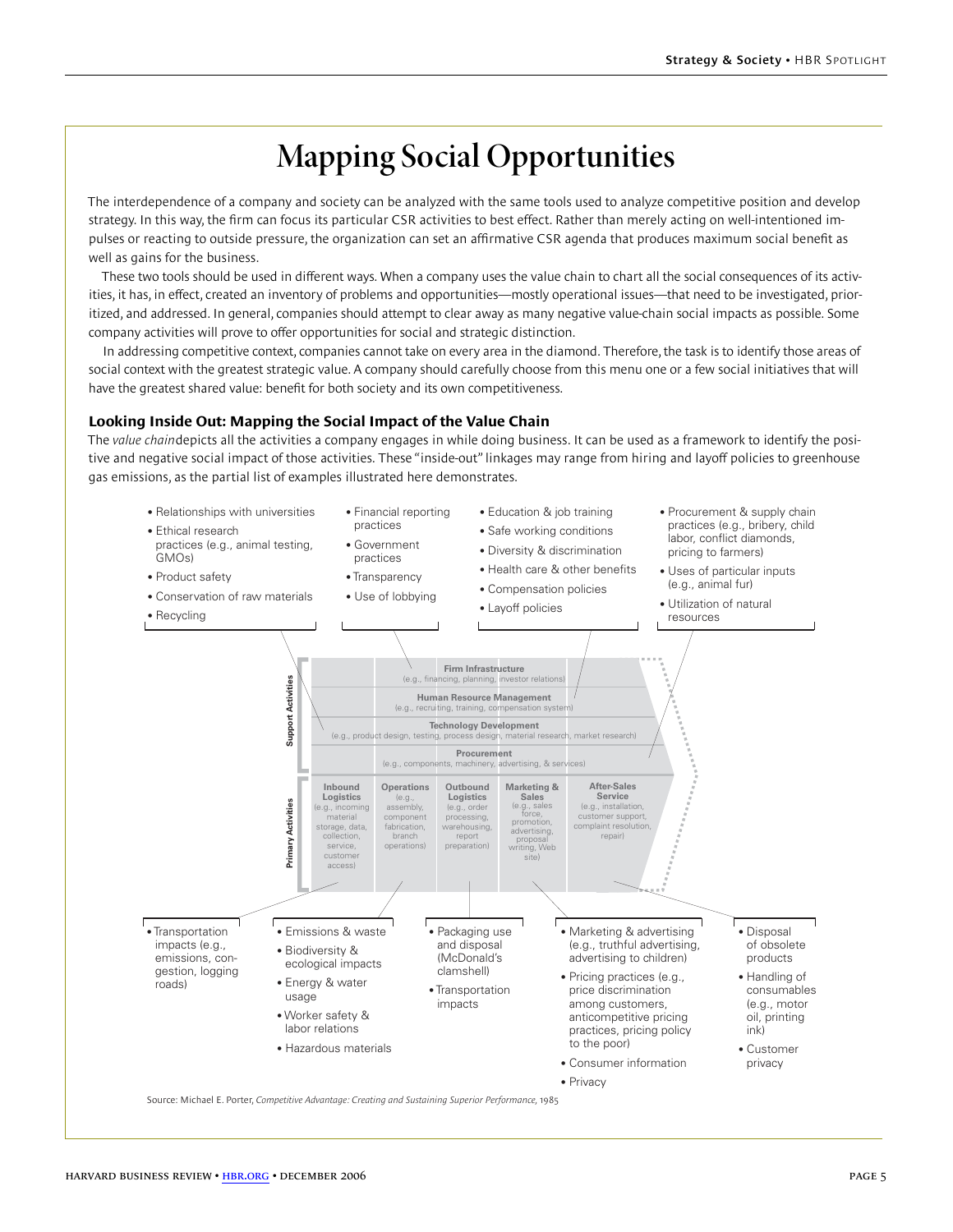# Mapping Social Opportunities

The interdependence of a company and society can be analyzed with the same tools used to analyze competitive position and develop strategy. In this way, the firm can focus its particular CSR activities to best effect. Rather than merely acting on well-intentioned impulses or reacting to outside pressure, the organization can set an affirmative CSR agenda that produces maximum social benefit as well as gains for the business.

These two tools should be used in different ways. When a company uses the value chain to chart all the social consequences of its activities, it has, in effect, created an inventory of problems and opportunities—mostly operational issues—that need to be investigated, prioritized, and addressed. In general, companies should attempt to clear away as many negative value-chain social impacts as possible. Some company activities will prove to offer opportunities for social and strategic distinction.

In addressing competitive context, companies cannot take on every area in the diamond. Therefore, the task is to identify those areas of social context with the greatest strategic value. A company should carefully choose from this menu one or a few social initiatives that will have the greatest shared value: benefit for both society and its own competitiveness.

### Looking Inside Out: Mapping the Social Impact of the Value Chain

The *value chain* depicts all the activities a company engages in while doing business. It can be used as a framework to identify the positive and negative social impact of those activities. These "inside-out" linkages may range from hiring and layoff policies to greenhouse gas emissions, as the partial list of examples illustrated here demonstrates.

- Relationships with universities
- Ethical research practices (e.g., animal testing, GMOs)
- Product safety
- Conservation of raw materials
- Recycling

- Financial reporting practices
- Government practices
- Transparency
- Use of lobbying

- Education & job training
- Safe working conditions
- Diversity & discrimination
- Health care & other benefits
- Compensation policies
- Layoff policies

- Procurement & supply chain practices (e.g., bribery, child labor, conflict diamonds, pricing to farmers)
- Uses of particular inputs (e.g., animal fur)
- Utilization of natural resources

Support Activities

Firm Infrastructure (e.g., financing, planning, investor relations)

Human Resource Management (e.g., recruiting, training, compensation system)

Technology Development (e.g., product design, testing, process design, material research, market research)

Procurement (e.g., components, machinery, advertising, & services)

Primary Activities

Inbound Logistics (e.g., incoming material storage, data, collection, service, customer access)

Operations (e.g., assembly, component fabrication, branch operations)

Outbound Logistics (e.g., order processing, warehousing, report preparation)

Marketing & Sales (e.g., sales force, promotion, advertising, proposal writing, Web site)

After-Sales Service (e.g., installation, customer support, complaint resolution, repair)

- Transportation impacts (e.g., emissions, congestion, logging roads)

- Emissions & waste
- Biodiversity & ecological impacts
- Energy & water usage
- Worker safety & labor relations
- Hazardous materials

- Packaging use and disposal (McDonald's clamshell)
- Transportation impacts

- Marketing & advertising (e.g., truthful advertising, advertising to children)
- Pricing practices (e.g., price discrimination among customers, anticompetitive pricing practices, pricing policy to the poor)
- Consumer information
- Privacy

- Disposal of obsolete products
- Handling of consumables (e.g., motor oil, printing ink)
- Customer privacy

Source: Michael E. Porter, *Competitive Advantage: Creating and Sustaining Superior Performance*, 1985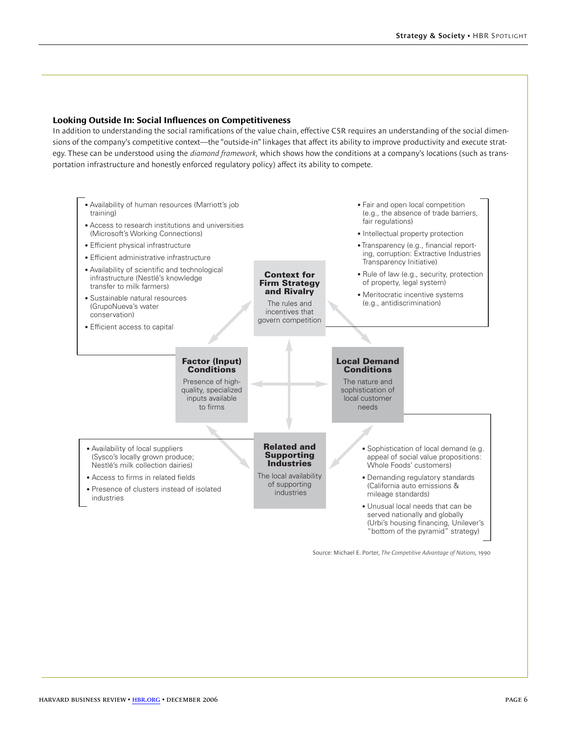### Looking Outside In: Social Influences on Competitiveness

In addition to understanding the social ramifications of the value chain, effective CSR requires an understanding of the social dimensions of the company's competitive context—the "outside-in" linkages that affect its ability to improve productivity and execute strategy. These can be understood using the *diamond framework,* which shows how the conditions at a company's locations (such as transportation infrastructure and honestly enforced regulatory policy) affect its ability to compete.

**Context for Firm Strategy and Rivalry**

The rules and incentives that govern competition

- Fair and open local competition (e.g., the absence of trade barriers, fair regulations)
- Intellectual property protection
- Transparency (e.g., financial reporting, corruption: Extractive Industries Transparency Initiative)
- Rule of law (e.g., security, protection of property, legal system)
- Meritocratic incentive systems (e.g., antidiscrimination)

**Factor (Input) Conditions**

Presence of high-quality, specialized inputs available to firms

- Availability of human resources (Marriott's job training)
- Access to research institutions and universities (Microsoft's Working Connections)
- Efficient physical infrastructure
- Efficient administrative infrastructure
- Availability of scientific and technological infrastructure (Nestlé's knowledge transfer to milk farmers)
- Sustainable natural resources (GrupoNueva's water conservation)
- Efficient access to capital

**Local Demand Conditions**

The nature and sophistication of local customer needs

- Sophistication of local demand (e.g. appeal of social value propositions: Whole Foods' customers)
- Demanding regulatory standards (California auto emissions & mileage standards)
- Unusual local needs that can be served nationally and globally (Urbi's housing financing, Unilever's "bottom of the pyramid" strategy)

**Related and Supporting Industries**

The local availability of supporting industries

- Availability of local suppliers (Sysco's locally grown produce; Nestlé's milk collection dairies)
- Access to firms in related fields
- Presence of clusters instead of isolated industries

Source: Michael E. Porter, *The Competitive Advantage of Nations,* 1990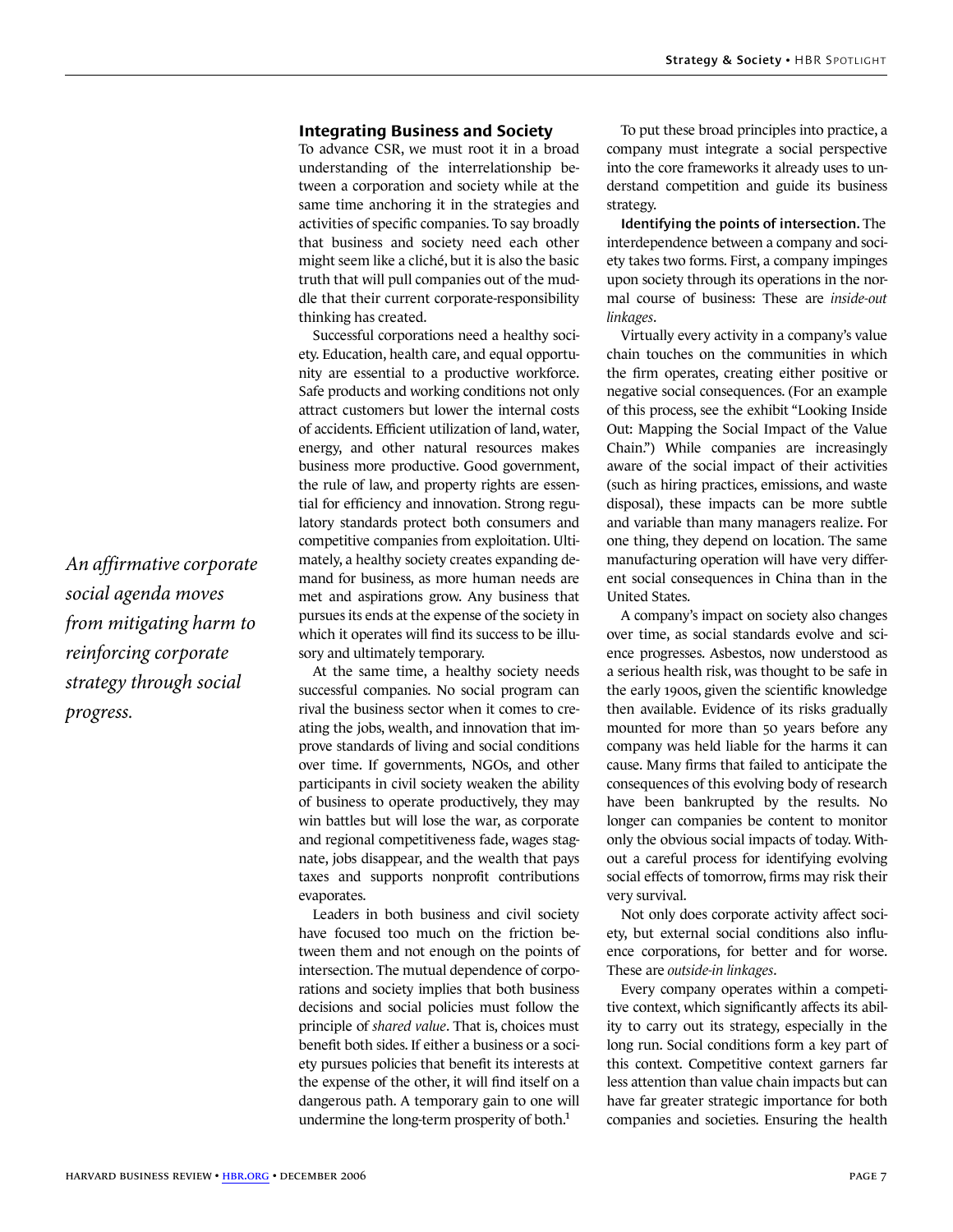## Integrating Business and Society

To advance CSR, we must root it in a broad understanding of the interrelationship between a corporation and society while at the same time anchoring it in the strategies and activities of specific companies. To say broadly that business and society need each other might seem like a cliché, but it is also the basic truth that will pull companies out of the muddle that their current corporate-responsibility thinking has created.

Successful corporations need a healthy society. Education, health care, and equal opportunity are essential to a productive workforce. Safe products and working conditions not only attract customers but lower the internal costs of accidents. Efficient utilization of land, water, energy, and other natural resources makes business more productive. Good government, the rule of law, and property rights are essential for efficiency and innovation. Strong regulatory standards protect both consumers and competitive companies from exploitation. Ultimately, a healthy society creates expanding demand for business, as more human needs are met and aspirations grow. Any business that pursues its ends at the expense of the society in which it operates will find its success to be illusory and ultimately temporary.

At the same time, a healthy society needs successful companies. No social program can rival the business sector when it comes to creating the jobs, wealth, and innovation that improve standards of living and social conditions over time. If governments, NGOs, and other participants in civil society weaken the ability of business to operate productively, they may win battles but will lose the war, as corporate and regional competitiveness fade, wages stagnate, jobs disappear, and the wealth that pays taxes and supports nonprofit contributions evaporates.

*An affirmative corporate social agenda moves from mitigating harm to reinforcing corporate strategy through social progress.*

Leaders in both business and civil society have focused too much on the friction between them and not enough on the points of intersection. The mutual dependence of corporations and society implies that both business decisions and social policies must follow the principle of *shared value*. That is, choices must benefit both sides. If either a business or a society pursues policies that benefit its interests at the expense of the other, it will find itself on a dangerous path. A temporary gain to one will undermine the long-term prosperity of both.[1]

To put these broad principles into practice, a company must integrate a social perspective into the core frameworks it already uses to understand competition and guide its business strategy.

**Identifying the points of intersection.** The interdependence between a company and society takes two forms. First, a company impinges upon society through its operations in the normal course of business: These are *inside-out linkages*.

Virtually every activity in a company's value chain touches on the communities in which the firm operates, creating either positive or negative social consequences. (For an example of this process, see the exhibit "Looking Inside Out: Mapping the Social Impact of the Value Chain.") While companies are increasingly aware of the social impact of their activities (such as hiring practices, emissions, and waste disposal), these impacts can be more subtle and variable than many managers realize. For one thing, they depend on location. The same manufacturing operation will have very different social consequences in China than in the United States.

A company's impact on society also changes over time, as social standards evolve and science progresses. Asbestos, now understood as a serious health risk, was thought to be safe in the early 1900s, given the scientific knowledge then available. Evidence of its risks gradually mounted for more than 50 years before any company was held liable for the harms it can cause. Many firms that failed to anticipate the consequences of this evolving body of research have been bankrupted by the results. No longer can companies be content to monitor only the obvious social impacts of today. Without a careful process for identifying evolving social effects of tomorrow, firms may risk their very survival.

Not only does corporate activity affect society, but external social conditions also influence corporations, for better and for worse. These are *outside-in linkages*.

Every company operates within a competitive context, which significantly affects its ability to carry out its strategy, especially in the long run. Social conditions form a key part of this context. Competitive context garners far less attention than value chain impacts but can have far greater strategic importance for both companies and societies. Ensuring the health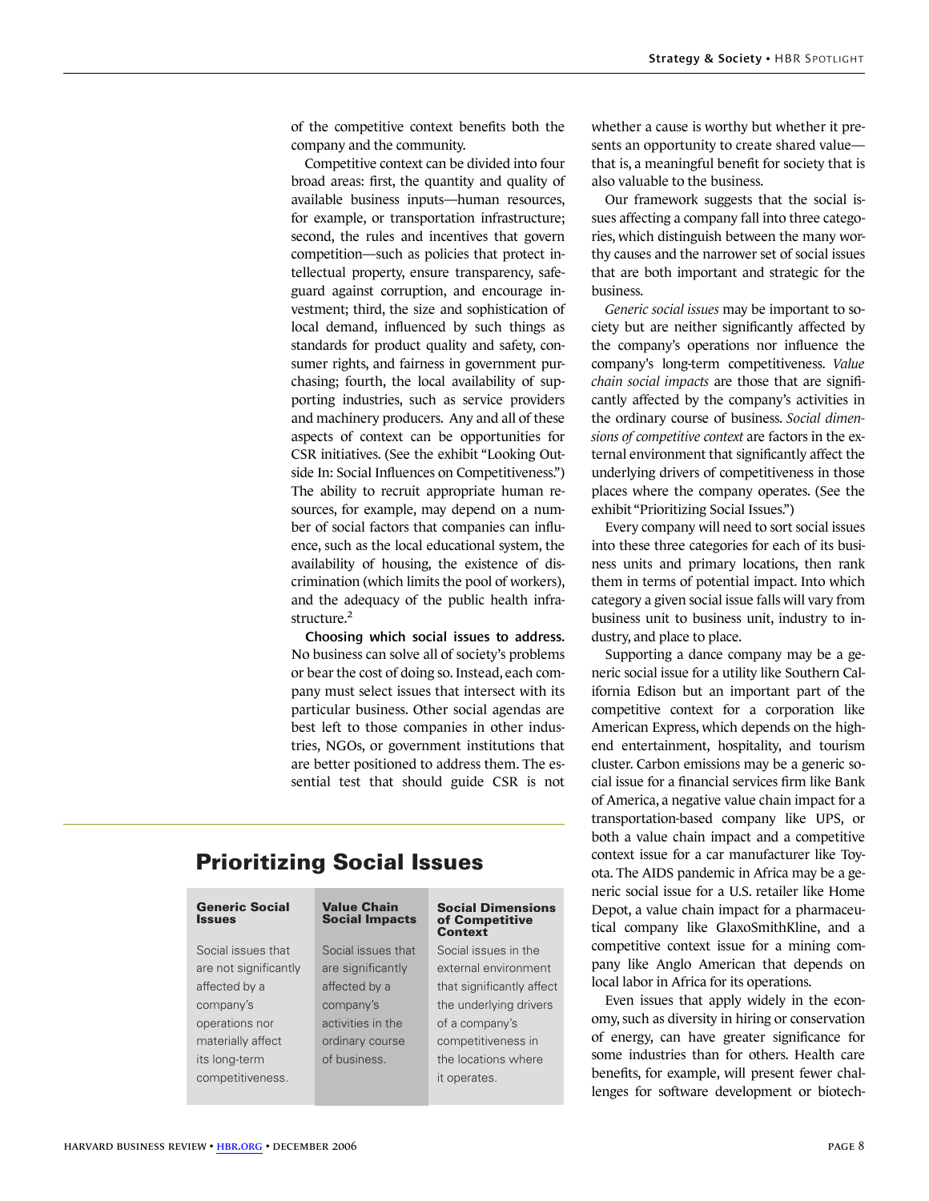of the competitive context benefits both the company and the community.

Competitive context can be divided into four broad areas: first, the quantity and quality of available business inputs—human resources, for example, or transportation infrastructure; second, the rules and incentives that govern competition—such as policies that protect intellectual property, ensure transparency, safeguard against corruption, and encourage investment; third, the size and sophistication of local demand, influenced by such things as standards for product quality and safety, consumer rights, and fairness in government purchasing; fourth, the local availability of supporting industries, such as service providers and machinery producers. Any and all of these aspects of context can be opportunities for CSR initiatives. (See the exhibit "Looking Outside In: Social Influences on Competitiveness.") The ability to recruit appropriate human resources, for example, may depend on a number of social factors that companies can influence, such as the local educational system, the availability of housing, the existence of discrimination (which limits the pool of workers), and the adequacy of the public health infrastructure.[2]

**Choosing which social issues to address.** No business can solve all of society's problems or bear the cost of doing so. Instead, each company must select issues that intersect with its particular business. Other social agendas are best left to those companies in other industries, NGOs, or government institutions that are better positioned to address them. The essential test that should guide CSR is not whether a cause is worthy but whether it presents an opportunity to create shared value—that is, a meaningful benefit for society that is also valuable to the business.

Our framework suggests that the social issues affecting a company fall into three categories, which distinguish between the many worthy causes and the narrower set of social issues that are both important and strategic for the business.

*Generic social issues* may be important to society but are neither significantly affected by the company's operations nor influence the company's long-term competitiveness. *Value chain social impacts* are those that are significantly affected by the company's activities in the ordinary course of business. *Social dimensions of competitive context* are factors in the external environment that significantly affect the underlying drivers of competitiveness in those places where the company operates. (See the exhibit "Prioritizing Social Issues.")

Every company will need to sort social issues into these three categories for each of its business units and primary locations, then rank them in terms of potential impact. Into which category a given social issue falls will vary from business unit to business unit, industry to industry, and place to place.

Supporting a dance company may be a generic social issue for a utility like Southern California Edison but an important part of the competitive context for a corporation like American Express, which depends on the high-end entertainment, hospitality, and tourism cluster. Carbon emissions may be a generic social issue for a financial services firm like Bank of America, a negative value chain impact for a transportation-based company like UPS, or both a value chain impact and a competitive context issue for a car manufacturer like Toyota. The AIDS pandemic in Africa may be a generic social issue for a U.S. retailer like Home Depot, a value chain impact for a pharmaceutical company like GlaxoSmithKline, and a competitive context issue for a mining company like Anglo American that depends on local labor in Africa for its operations.

Even issues that apply widely in the economy, such as diversity in hiring or conservation of energy, can have greater significance for some industries than for others. Health care benefits, for example, will present fewer challenges for software development or biotech-

## Prioritizing Social Issues

| Generic Social Issues | Value Chain Social Impacts | Social Dimensions of Competitive Context |
|---|---|---|
| Social issues that are not significantly affected by a company's operations nor materially affect its long-term competitiveness. | Social issues that are significantly affected by a company's activities in the ordinary course of business. | Social issues in the external environment that significantly affect the underlying drivers of a company's competitiveness in the locations where it operates. |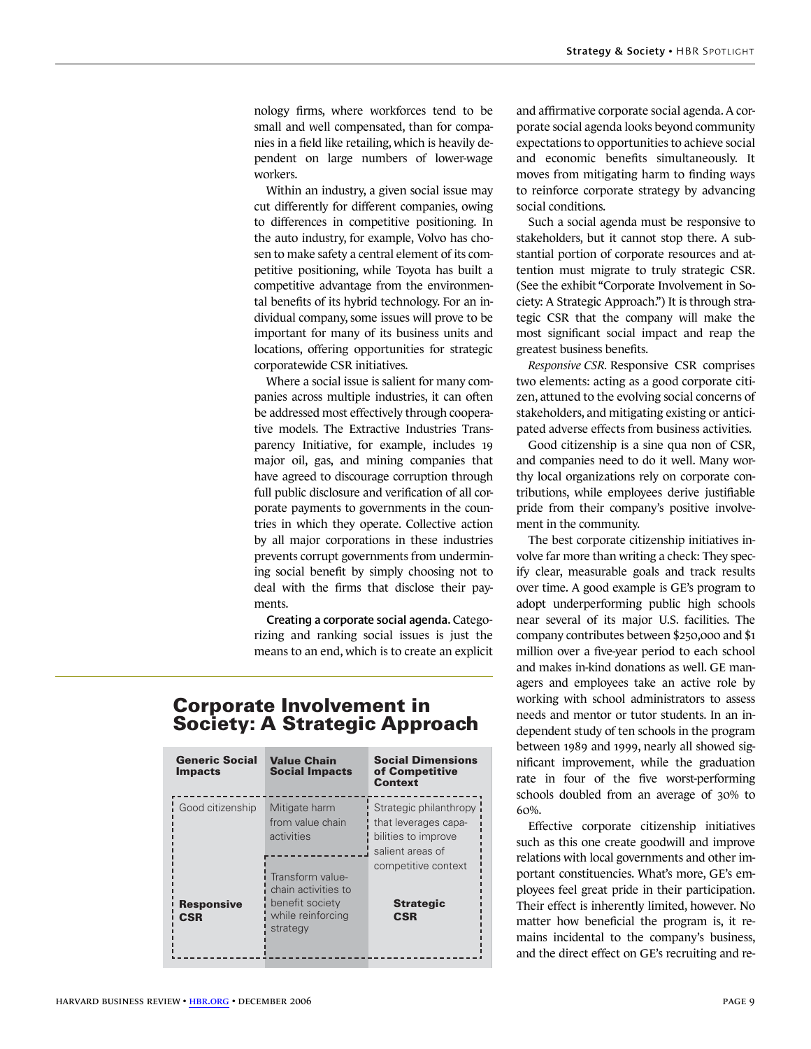nology firms, where workforces tend to be small and well compensated, than for companies in a field like retailing, which is heavily dependent on large numbers of lower-wage workers.

Within an industry, a given social issue may cut differently for different companies, owing to differences in competitive positioning. In the auto industry, for example, Volvo has chosen to make safety a central element of its competitive positioning, while Toyota has built a competitive advantage from the environmental benefits of its hybrid technology. For an individual company, some issues will prove to be important for many of its business units and locations, offering opportunities for strategic corporatewide CSR initiatives.

Where a social issue is salient for many companies across multiple industries, it can often be addressed most effectively through cooperative models. The Extractive Industries Transparency Initiative, for example, includes 19 major oil, gas, and mining companies that have agreed to discourage corruption through full public disclosure and verification of all corporate payments to governments in the countries in which they operate. Collective action by all major corporations in these industries prevents corrupt governments from undermining social benefit by simply choosing not to deal with the firms that disclose their payments.

**Creating a corporate social agenda.** Categorizing and ranking social issues is just the means to an end, which is to create an explicit and affirmative corporate social agenda. A corporate social agenda looks beyond community expectations to opportunities to achieve social and economic benefits simultaneously. It moves from mitigating harm to finding ways to reinforce corporate strategy by advancing social conditions.

Such a social agenda must be responsive to stakeholders, but it cannot stop there. A substantial portion of corporate resources and attention must migrate to truly strategic CSR. (See the exhibit "Corporate Involvement in Society: A Strategic Approach.") It is through strategic CSR that the company will make the most significant social impact and reap the greatest business benefits.

*Responsive CSR.* Responsive CSR comprises two elements: acting as a good corporate citizen, attuned to the evolving social concerns of stakeholders, and mitigating existing or anticipated adverse effects from business activities.

Good citizenship is a sine qua non of CSR, and companies need to do it well. Many worthy local organizations rely on corporate contributions, while employees derive justifiable pride from their company's positive involvement in the community.

The best corporate citizenship initiatives involve far more than writing a check: They specify clear, measurable goals and track results over time. A good example is GE's program to adopt underperforming public high schools near several of its major U.S. facilities. The company contributes between $250,000 and $1 million over a five-year period to each school and makes in-kind donations as well. GE managers and employees take an active role by working with school administrators to assess needs and mentor or tutor students. In an independent study of ten schools in the program between 1989 and 1999, nearly all showed significant improvement, while the graduation rate in four of the five worst-performing schools doubled from an average of 30% to 60%.

Effective corporate citizenship initiatives such as this one create goodwill and improve relations with local governments and other important constituencies. What's more, GE's employees feel great pride in their participation. Their effect is inherently limited, however. No matter how beneficial the program is, it remains incidental to the company's business, and the direct effect on GE's recruiting and re-

## Corporate Involvement in Society: A Strategic Approach

| Generic Social Impacts | Value Chain Social Impacts | Social Dimensions of Competitive Context |
|---|---|---|
| Good citizenship | Mitigate harm from value chain activities | Strategic philanthropy that leverages capabilities to improve salient areas of competitive context |
| | Transform value-chain activities to benefit society while reinforcing strategy | |
| **Responsive CSR** | | **Strategic CSR** |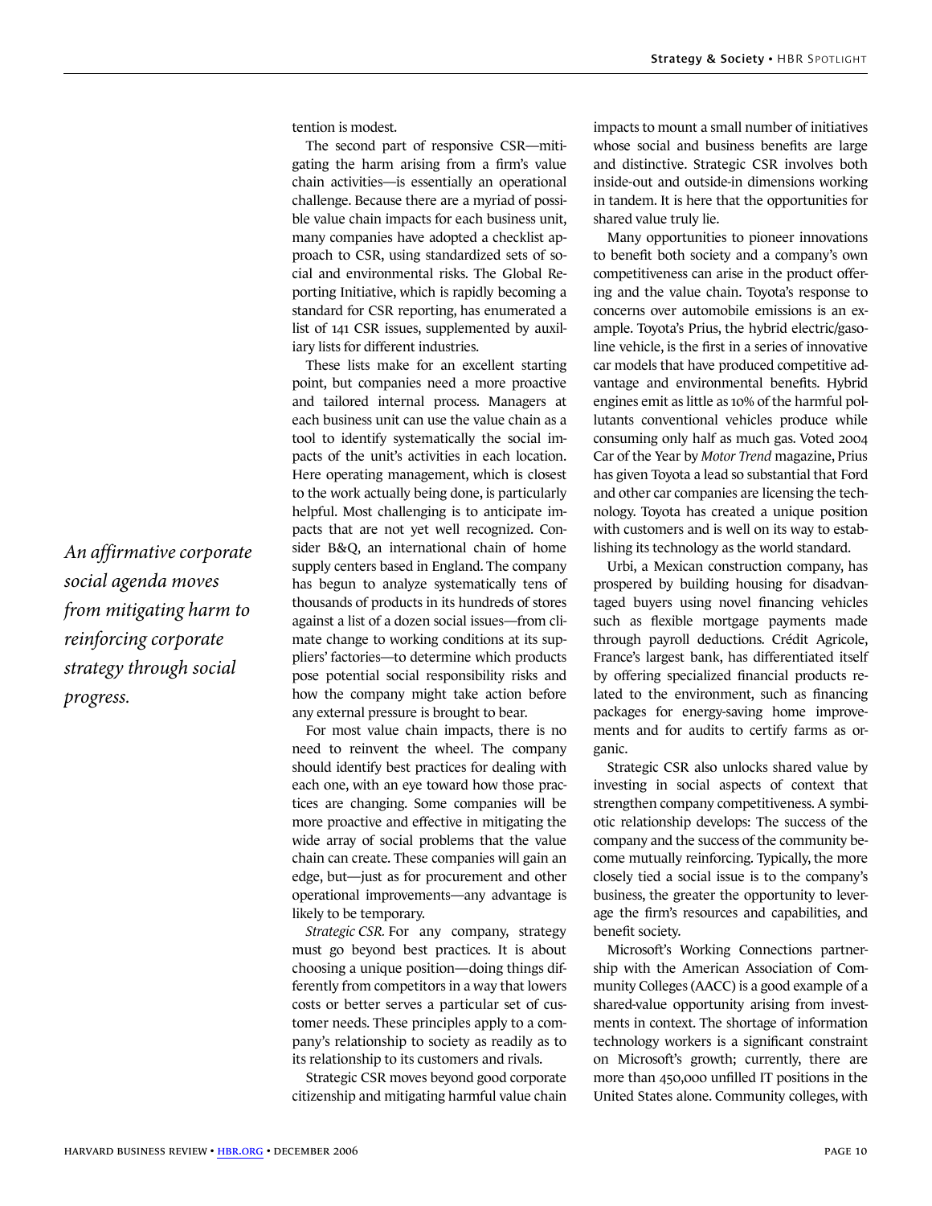tention is modest.

The second part of responsive CSR—mitigating the harm arising from a firm's value chain activities—is essentially an operational challenge. Because there are a myriad of possible value chain impacts for each business unit, many companies have adopted a checklist approach to CSR, using standardized sets of social and environmental risks. The Global Reporting Initiative, which is rapidly becoming a standard for CSR reporting, has enumerated a list of 141 CSR issues, supplemented by auxiliary lists for different industries.

These lists make for an excellent starting point, but companies need a more proactive and tailored internal process. Managers at each business unit can use the value chain as a tool to identify systematically the social impacts of the unit's activities in each location. Here operating management, which is closest to the work actually being done, is particularly helpful. Most challenging is to anticipate impacts that are not yet well recognized. Consider B&Q, an international chain of home supply centers based in England. The company has begun to analyze systematically tens of thousands of products in its hundreds of stores against a list of a dozen social issues—from climate change to working conditions at its suppliers' factories—to determine which products pose potential social responsibility risks and how the company might take action before any external pressure is brought to bear.

*An affirmative corporate social agenda moves from mitigating harm to reinforcing corporate strategy through social progress.*

For most value chain impacts, there is no need to reinvent the wheel. The company should identify best practices for dealing with each one, with an eye toward how those practices are changing. Some companies will be more proactive and effective in mitigating the wide array of social problems that the value chain can create. These companies will gain an edge, but—just as for procurement and other operational improvements—any advantage is likely to be temporary.

*Strategic CSR.* For any company, strategy must go beyond best practices. It is about choosing a unique position—doing things differently from competitors in a way that lowers costs or better serves a particular set of customer needs. These principles apply to a company's relationship to society as readily as to its relationship to its customers and rivals.

Strategic CSR moves beyond good corporate citizenship and mitigating harmful value chain impacts to mount a small number of initiatives whose social and business benefits are large and distinctive. Strategic CSR involves both inside-out and outside-in dimensions working in tandem. It is here that the opportunities for shared value truly lie.

Many opportunities to pioneer innovations to benefit both society and a company's own competitiveness can arise in the product offering and the value chain. Toyota's response to concerns over automobile emissions is an example. Toyota's Prius, the hybrid electric/gasoline vehicle, is the first in a series of innovative car models that have produced competitive advantage and environmental benefits. Hybrid engines emit as little as 10% of the harmful pollutants conventional vehicles produce while consuming only half as much gas. Voted 2004 Car of the Year by *Motor Trend* magazine, Prius has given Toyota a lead so substantial that Ford and other car companies are licensing the technology. Toyota has created a unique position with customers and is well on its way to establishing its technology as the world standard.

Urbi, a Mexican construction company, has prospered by building housing for disadvantaged buyers using novel financing vehicles such as flexible mortgage payments made through payroll deductions. Crédit Agricole, France's largest bank, has differentiated itself by offering specialized financial products related to the environment, such as financing packages for energy-saving home improvements and for audits to certify farms as organic.

Strategic CSR also unlocks shared value by investing in social aspects of context that strengthen company competitiveness. A symbiotic relationship develops: The success of the company and the success of the community become mutually reinforcing. Typically, the more closely tied a social issue is to the company's business, the greater the opportunity to leverage the firm's resources and capabilities, and benefit society.

Microsoft's Working Connections partnership with the American Association of Community Colleges (AACC) is a good example of a shared-value opportunity arising from investments in context. The shortage of information technology workers is a significant constraint on Microsoft's growth; currently, there are more than 450,000 unfilled IT positions in the United States alone. Community colleges, with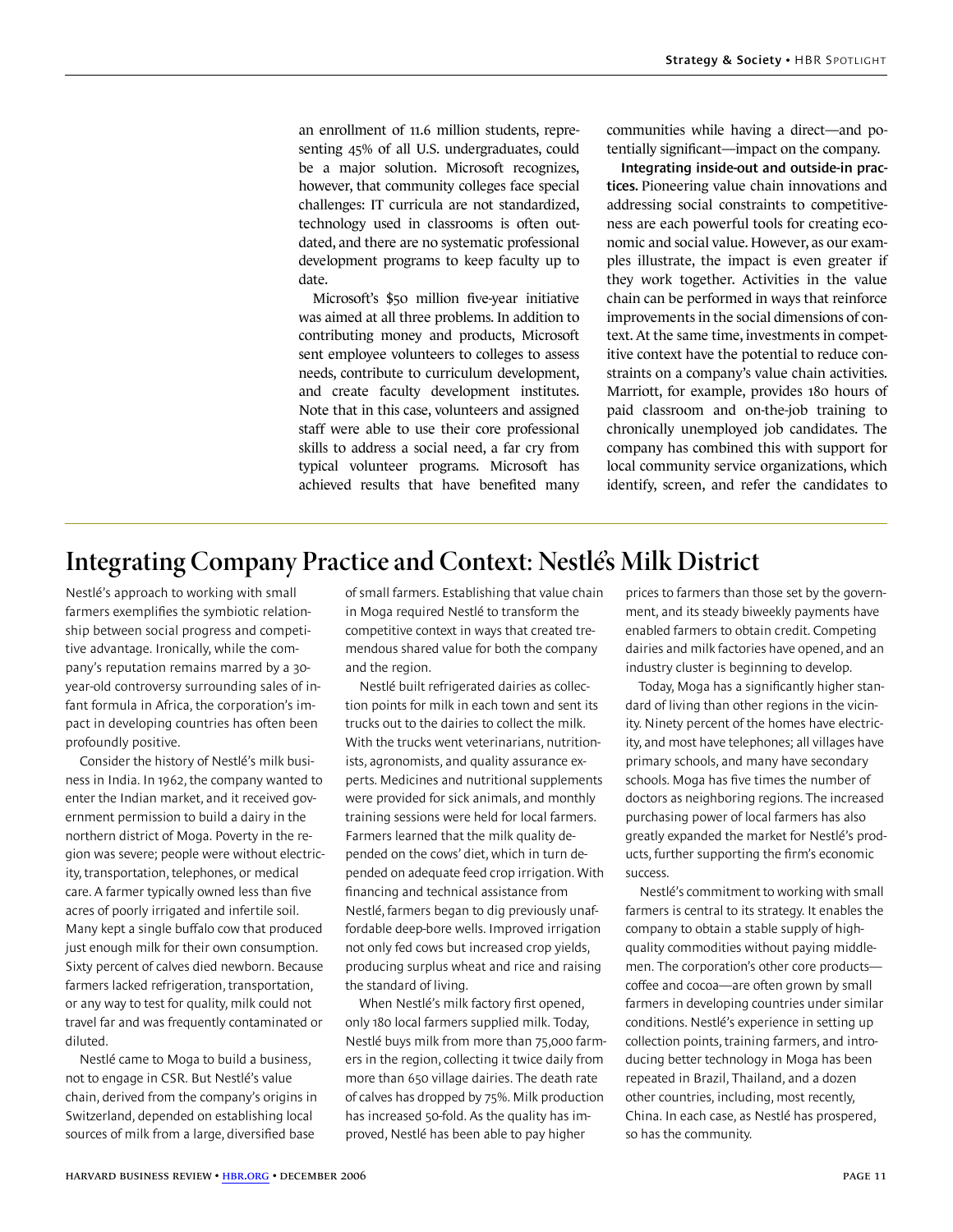an enrollment of 11.6 million students, representing 45% of all U.S. undergraduates, could be a major solution. Microsoft recognizes, however, that community colleges face special challenges: IT curricula are not standardized, technology used in classrooms is often outdated, and there are no systematic professional development programs to keep faculty up to date.

Microsoft's $50 million five-year initiative was aimed at all three problems. In addition to contributing money and products, Microsoft sent employee volunteers to colleges to assess needs, contribute to curriculum development, and create faculty development institutes. Note that in this case, volunteers and assigned staff were able to use their core professional skills to address a social need, a far cry from typical volunteer programs. Microsoft has achieved results that have benefited many communities while having a direct—and potentially significant—impact on the company.

**Integrating inside-out and outside-in practices.** Pioneering value chain innovations and addressing social constraints to competitiveness are each powerful tools for creating economic and social value. However, as our examples illustrate, the impact is even greater if they work together. Activities in the value chain can be performed in ways that reinforce improvements in the social dimensions of context. At the same time, investments in competitive context have the potential to reduce constraints on a company's value chain activities. Marriott, for example, provides 180 hours of paid classroom and on-the-job training to chronically unemployed job candidates. The company has combined this with support for local community service organizations, which identify, screen, and refer the candidates to

## Integrating Company Practice and Context: Nestlé's Milk District

Nestlé's approach to working with small farmers exemplifies the symbiotic relationship between social progress and competitive advantage. Ironically, while the company's reputation remains marred by a 30-year-old controversy surrounding sales of infant formula in Africa, the corporation's impact in developing countries has often been profoundly positive.

Consider the history of Nestlé's milk business in India. In 1962, the company wanted to enter the Indian market, and it received government permission to build a dairy in the northern district of Moga. Poverty in the region was severe; people were without electricity, transportation, telephones, or medical care. A farmer typically owned less than five acres of poorly irrigated and infertile soil. Many kept a single buffalo cow that produced just enough milk for their own consumption. Sixty percent of calves died newborn. Because farmers lacked refrigeration, transportation, or any way to test for quality, milk could not travel far and was frequently contaminated or diluted.

Nestlé came to Moga to build a business, not to engage in CSR. But Nestlé's value chain, derived from the company's origins in Switzerland, depended on establishing local sources of milk from a large, diversified base of small farmers. Establishing that value chain in Moga required Nestlé to transform the competitive context in ways that created tremendous shared value for both the company and the region.

Nestlé built refrigerated dairies as collection points for milk in each town and sent its trucks out to the dairies to collect the milk. With the trucks went veterinarians, nutritionists, agronomists, and quality assurance experts. Medicines and nutritional supplements were provided for sick animals, and monthly training sessions were held for local farmers. Farmers learned that the milk quality depended on the cows' diet, which in turn depended on adequate feed crop irrigation. With financing and technical assistance from Nestlé, farmers began to dig previously unaffordable deep-bore wells. Improved irrigation not only fed cows but increased crop yields, producing surplus wheat and rice and raising the standard of living.

When Nestlé's milk factory first opened, only 180 local farmers supplied milk. Today, Nestlé buys milk from more than 75,000 farmers in the region, collecting it twice daily from more than 650 village dairies. The death rate of calves has dropped by 75%. Milk production has increased 50-fold. As the quality has improved, Nestlé has been able to pay higher prices to farmers than those set by the government, and its steady biweekly payments have enabled farmers to obtain credit. Competing dairies and milk factories have opened, and an industry cluster is beginning to develop.

Today, Moga has a significantly higher standard of living than other regions in the vicinity. Ninety percent of the homes have electricity, and most have telephones; all villages have primary schools, and many have secondary schools. Moga has five times the number of doctors as neighboring regions. The increased purchasing power of local farmers has also greatly expanded the market for Nestlé's products, further supporting the firm's economic success.

Nestlé's commitment to working with small farmers is central to its strategy. It enables the company to obtain a stable supply of high-quality commodities without paying middlemen. The corporation's other core products—coffee and cocoa—are often grown by small farmers in developing countries under similar conditions. Nestlé's experience in setting up collection points, training farmers, and introducing better technology in Moga has been repeated in Brazil, Thailand, and a dozen other countries, including, most recently, China. In each case, as Nestlé has prospered, so has the community.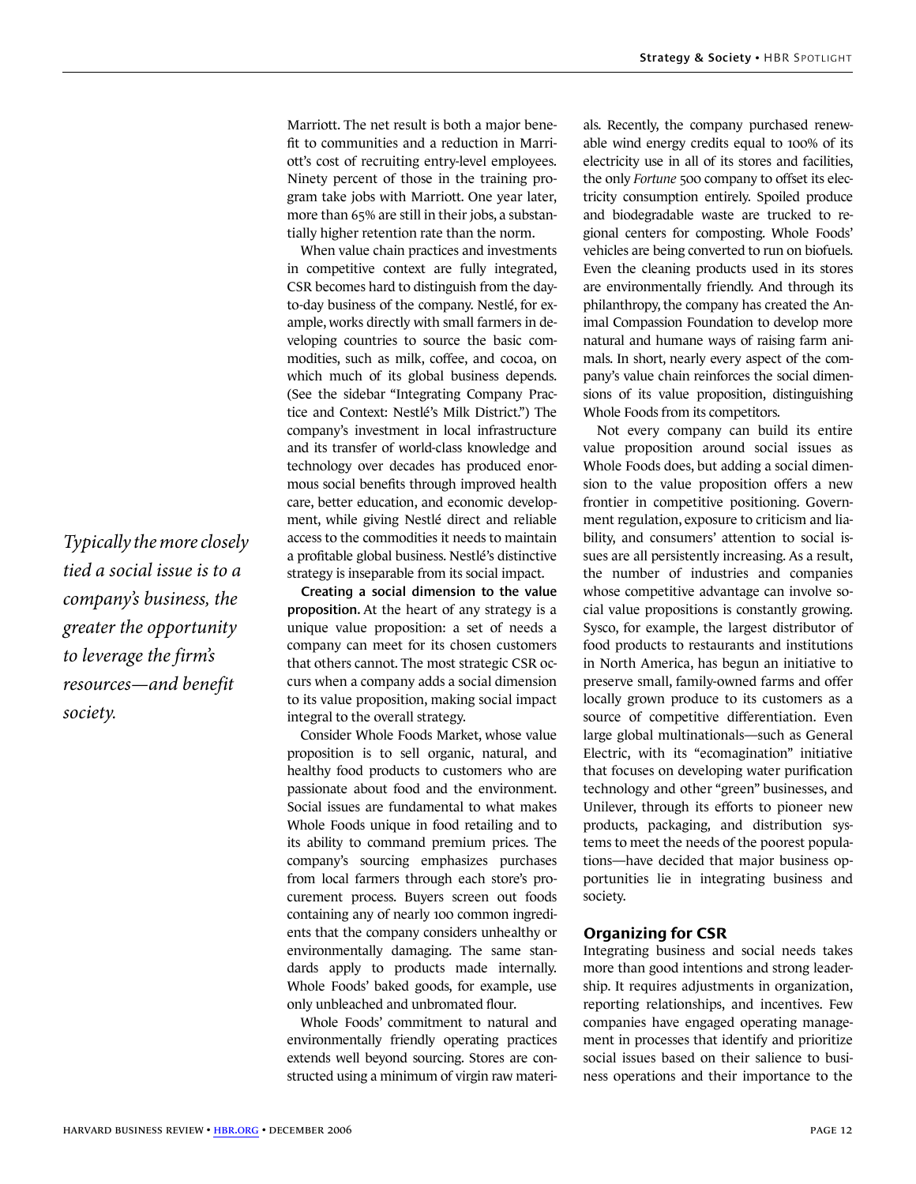Marriott. The net result is both a major benefit to communities and a reduction in Marriott's cost of recruiting entry-level employees. Ninety percent of those in the training program take jobs with Marriott. One year later, more than 65% are still in their jobs, a substantially higher retention rate than the norm.

When value chain practices and investments in competitive context are fully integrated, CSR becomes hard to distinguish from the day-to-day business of the company. Nestlé, for example, works directly with small farmers in developing countries to source the basic commodities, such as milk, coffee, and cocoa, on which much of its global business depends. (See the sidebar "Integrating Company Practice and Context: Nestlé's Milk District.") The company's investment in local infrastructure and its transfer of world-class knowledge and technology over decades has produced enormous social benefits through improved health care, better education, and economic development, while giving Nestlé direct and reliable access to the commodities it needs to maintain a profitable global business. Nestlé's distinctive strategy is inseparable from its social impact.

*Typically the more closely tied a social issue is to a company's business, the greater the opportunity to leverage the firm's resources—and benefit society.*

**Creating a social dimension to the value proposition.** At the heart of any strategy is a unique value proposition: a set of needs a company can meet for its chosen customers that others cannot. The most strategic CSR occurs when a company adds a social dimension to its value proposition, making social impact integral to the overall strategy.

Consider Whole Foods Market, whose value proposition is to sell organic, natural, and healthy food products to customers who are passionate about food and the environment. Social issues are fundamental to what makes Whole Foods unique in food retailing and to its ability to command premium prices. The company's sourcing emphasizes purchases from local farmers through each store's procurement process. Buyers screen out foods containing any of nearly 100 common ingredients that the company considers unhealthy or environmentally damaging. The same standards apply to products made internally. Whole Foods' baked goods, for example, use only unbleached and unbromated flour.

Whole Foods' commitment to natural and environmentally friendly operating practices extends well beyond sourcing. Stores are constructed using a minimum of virgin raw materials. Recently, the company purchased renewable wind energy credits equal to 100% of its electricity use in all of its stores and facilities, the only *Fortune* 500 company to offset its electricity consumption entirely. Spoiled produce and biodegradable waste are trucked to regional centers for composting. Whole Foods' vehicles are being converted to run on biofuels. Even the cleaning products used in its stores are environmentally friendly. And through its philanthropy, the company has created the Animal Compassion Foundation to develop more natural and humane ways of raising farm animals. In short, nearly every aspect of the company's value chain reinforces the social dimensions of its value proposition, distinguishing Whole Foods from its competitors.

Not every company can build its entire value proposition around social issues as Whole Foods does, but adding a social dimension to the value proposition offers a new frontier in competitive positioning. Government regulation, exposure to criticism and liability, and consumers' attention to social issues are all persistently increasing. As a result, the number of industries and companies whose competitive advantage can involve social value propositions is constantly growing. Sysco, for example, the largest distributor of food products to restaurants and institutions in North America, has begun an initiative to preserve small, family-owned farms and offer locally grown produce to its customers as a source of competitive differentiation. Even large global multinationals—such as General Electric, with its "ecomagination" initiative that focuses on developing water purification technology and other "green" businesses, and Unilever, through its efforts to pioneer new products, packaging, and distribution systems to meet the needs of the poorest populations—have decided that major business opportunities lie in integrating business and society.

## Organizing for CSR

Integrating business and social needs takes more than good intentions and strong leadership. It requires adjustments in organization, reporting relationships, and incentives. Few companies have engaged operating management in processes that identify and prioritize social issues based on their salience to business operations and their importance to the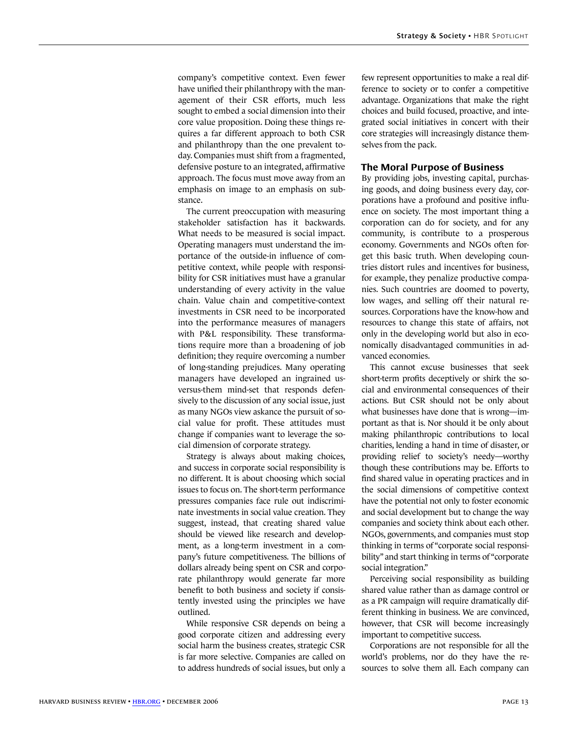company's competitive context. Even fewer have unified their philanthropy with the management of their CSR efforts, much less sought to embed a social dimension into their core value proposition. Doing these things requires a far different approach to both CSR and philanthropy than the one prevalent today. Companies must shift from a fragmented, defensive posture to an integrated, affirmative approach. The focus must move away from an emphasis on image to an emphasis on substance.

The current preoccupation with measuring stakeholder satisfaction has it backwards. What needs to be measured is social impact. Operating managers must understand the importance of the outside-in influence of competitive context, while people with responsibility for CSR initiatives must have a granular understanding of every activity in the value chain. Value chain and competitive-context investments in CSR need to be incorporated into the performance measures of managers with P&L responsibility. These transformations require more than a broadening of job definition; they require overcoming a number of long-standing prejudices. Many operating managers have developed an ingrained us-versus-them mind-set that responds defensively to the discussion of any social issue, just as many NGOs view askance the pursuit of social value for profit. These attitudes must change if companies want to leverage the social dimension of corporate strategy.

Strategy is always about making choices, and success in corporate social responsibility is no different. It is about choosing which social issues to focus on. The short-term performance pressures companies face rule out indiscriminate investments in social value creation. They suggest, instead, that creating shared value should be viewed like research and development, as a long-term investment in a company's future competitiveness. The billions of dollars already being spent on CSR and corporate philanthropy would generate far more benefit to both business and society if consistently invested using the principles we have outlined.

While responsive CSR depends on being a good corporate citizen and addressing every social harm the business creates, strategic CSR is far more selective. Companies are called on to address hundreds of social issues, but only a few represent opportunities to make a real difference to society or to confer a competitive advantage. Organizations that make the right choices and build focused, proactive, and integrated social initiatives in concert with their core strategies will increasingly distance themselves from the pack.

### The Moral Purpose of Business

By providing jobs, investing capital, purchasing goods, and doing business every day, corporations have a profound and positive influence on society. The most important thing a corporation can do for society, and for any community, is contribute to a prosperous economy. Governments and NGOs often forget this basic truth. When developing countries distort rules and incentives for business, for example, they penalize productive companies. Such countries are doomed to poverty, low wages, and selling off their natural resources. Corporations have the know-how and resources to change this state of affairs, not only in the developing world but also in economically disadvantaged communities in advanced economies.

This cannot excuse businesses that seek short-term profits deceptively or shirk the social and environmental consequences of their actions. But CSR should not be only about what businesses have done that is wrong—important as that is. Nor should it be only about making philanthropic contributions to local charities, lending a hand in time of disaster, or providing relief to society's needy—worthy though these contributions may be. Efforts to find shared value in operating practices and in the social dimensions of competitive context have the potential not only to foster economic and social development but to change the way companies and society think about each other. NGOs, governments, and companies must stop thinking in terms of "corporate social responsibility" and start thinking in terms of "corporate social integration."

Perceiving social responsibility as building shared value rather than as damage control or as a PR campaign will require dramatically different thinking in business. We are convinced, however, that CSR will become increasingly important to competitive success.

Corporations are not responsible for all the world's problems, nor do they have the resources to solve them all. Each company can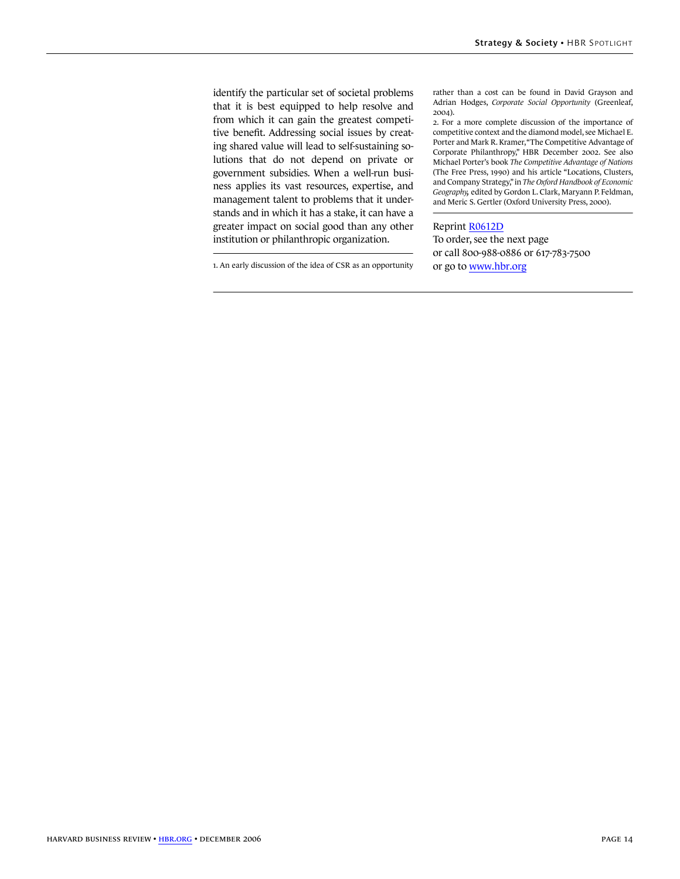identify the particular set of societal problems that it is best equipped to help resolve and from which it can gain the greatest competitive benefit. Addressing social issues by creating shared value will lead to self-sustaining solutions that do not depend on private or government subsidies. When a well-run business applies its vast resources, expertise, and management talent to problems that it understands and in which it has a stake, it can have a greater impact on social good than any other institution or philanthropic organization.

---

1. An early discussion of the idea of CSR as an opportunity rather than a cost can be found in David Grayson and Adrian Hodges, *Corporate Social Opportunity* (Greenleaf, 2004).

2. For a more complete discussion of the importance of competitive context and the diamond model, see Michael E. Porter and Mark R. Kramer, "The Competitive Advantage of Corporate Philanthropy," HBR December 2002. See also Michael Porter's book *The Competitive Advantage of Nations* (The Free Press, 1990) and his article "Locations, Clusters, and Company Strategy," in *The Oxford Handbook of Economic Geography,* edited by Gordon L. Clark, Maryann P. Feldman, and Meric S. Gertler (Oxford University Press, 2000).

---

Reprint R0612D
To order, see the next page
or call 800-988-0886 or 617-783-7500
or go to www.hbr.org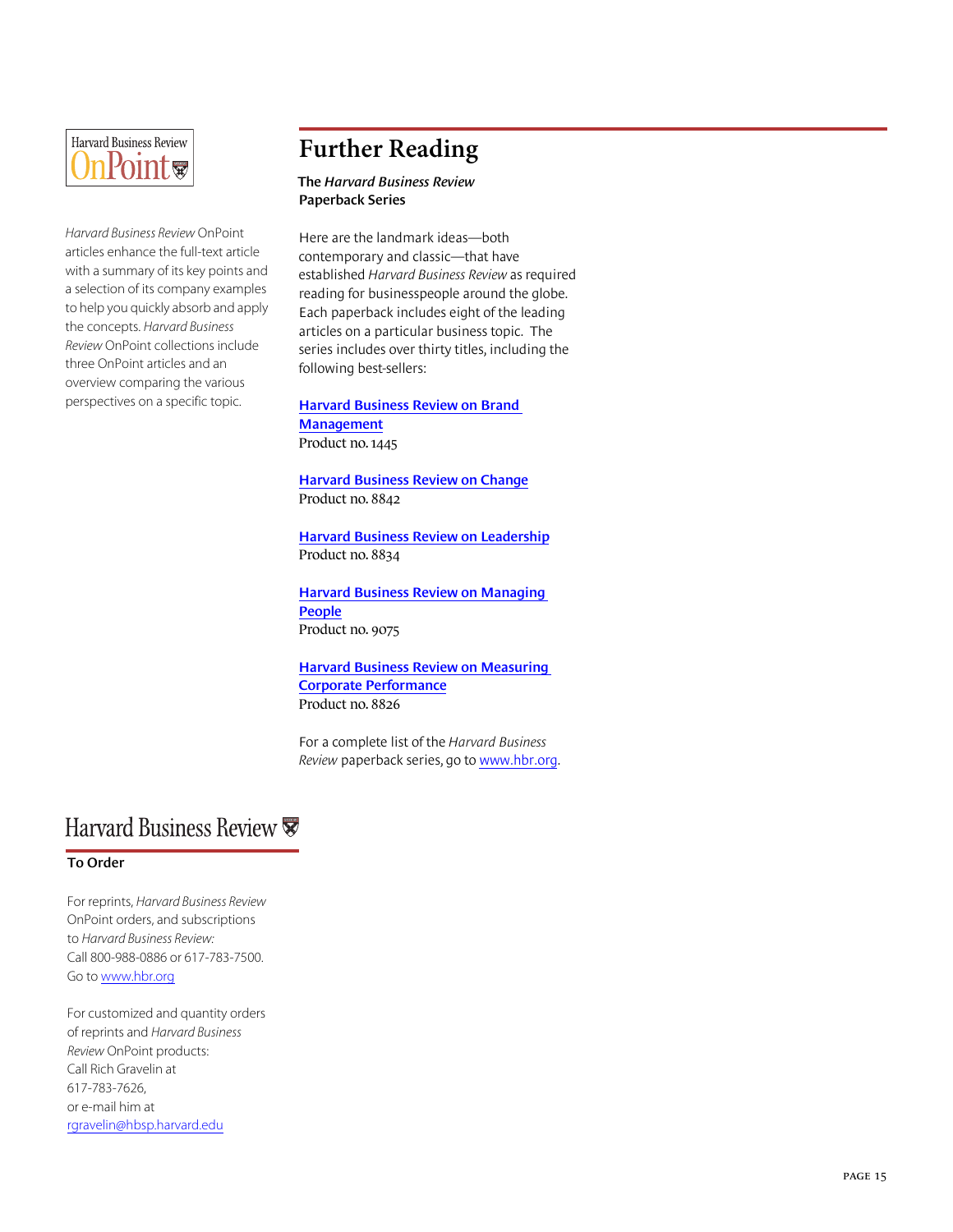Harvard Business Review OnPoint

*Harvard Business Review* OnPoint articles enhance the full-text article with a summary of its key points and a selection of its company examples to help you quickly absorb and apply the concepts. *Harvard Business Review* OnPoint collections include three OnPoint articles and an overview comparing the various perspectives on a specific topic.

# Further Reading

**The *Harvard Business Review* Paperback Series**

Here are the landmark ideas—both contemporary and classic—that have established *Harvard Business Review* as required reading for businesspeople around the globe. Each paperback includes eight of the leading articles on a particular business topic. The series includes over thirty titles, including the following best-sellers:

**Harvard Business Review on Brand Management**
Product no. 1445

**Harvard Business Review on Change**
Product no. 8842

**Harvard Business Review on Leadership**
Product no. 8834

**Harvard Business Review on Managing People**
Product no. 9075

**Harvard Business Review on Measuring Corporate Performance**
Product no. 8826

For a complete list of the *Harvard Business Review* paperback series, go to www.hbr.org.

Harvard Business Review

**To Order**

For reprints, *Harvard Business Review* OnPoint orders, and subscriptions to *Harvard Business Review:*
Call 800-988-0886 or 617-783-7500.
Go to www.hbr.org

For customized and quantity orders of reprints and *Harvard Business Review* OnPoint products:
Call Rich Gravelin at 617-783-7626,
or e-mail him at rgravelin@hbsp.harvard.edu